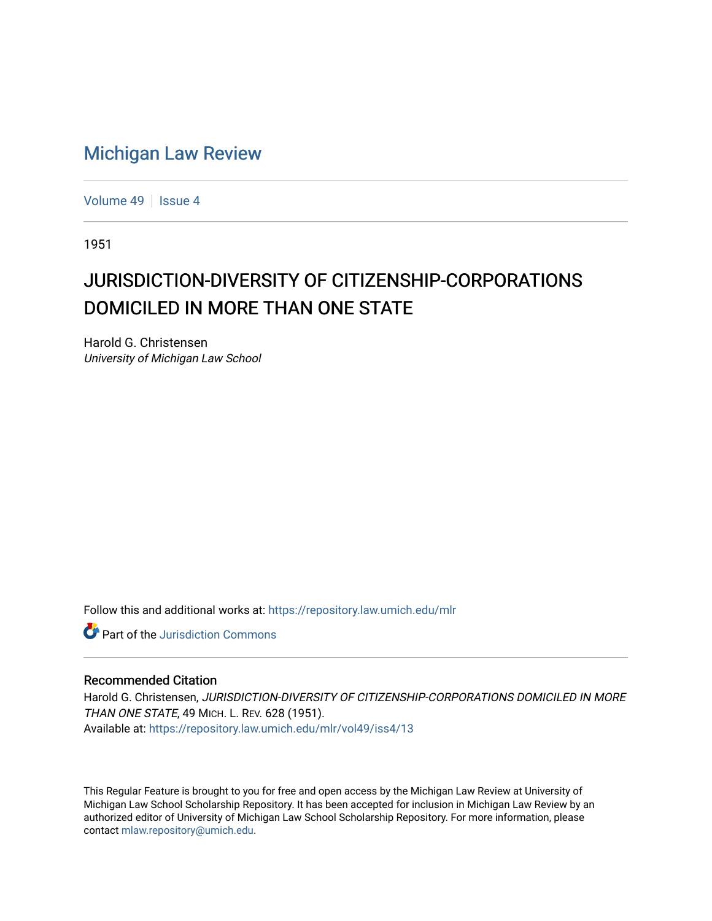# Michigan Law Review

Volume 49 | Issue 4

1951

## JURISDICTION-DIVERSITY OF CITIZENSHIP-CORPORATIONS DOMICILED IN MORE THAN ONE STATE

Harold G. Christensen
*University of Michigan Law School*

Follow this and additional works at: https://repository.law.umich.edu/mlr

Part of the Jurisdiction Commons

### Recommended Citation

Harold G. Christensen, *JURISDICTION-DIVERSITY OF CITIZENSHIP-CORPORATIONS DOMICILED IN MORE THAN ONE STATE*, 49 MICH. L. REV. 628 (1951).
Available at: https://repository.law.umich.edu/mlr/vol49/iss4/13

This Regular Feature is brought to you for free and open access by the Michigan Law Review at University of Michigan Law School Scholarship Repository. It has been accepted for inclusion in Michigan Law Review by an authorized editor of University of Michigan Law School Scholarship Repository. For more information, please contact mlaw.repository@umich.edu.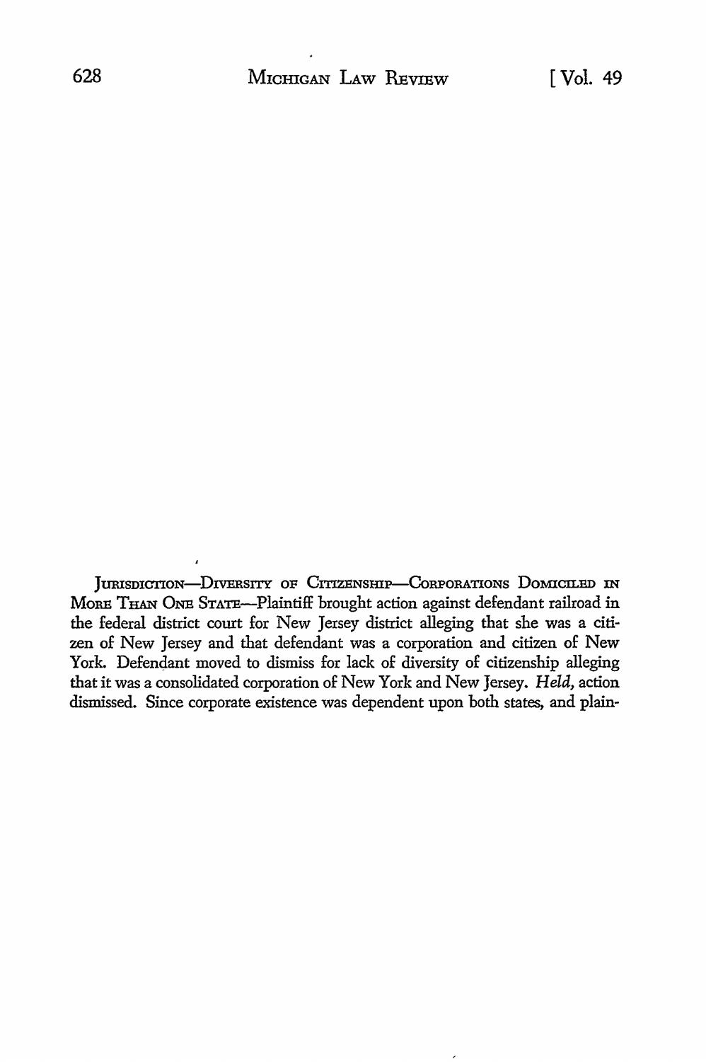JURISDICTION—DIVERSITY OF CITIZENSHIP—CORPORATIONS DOMICILED IN MORE THAN ONE STATE—Plaintiff brought action against defendant railroad in the federal district court for New Jersey district alleging that she was a citizen of New Jersey and that defendant was a corporation and citizen of New York. Defendant moved to dismiss for lack of diversity of citizenship alleging that it was a consolidated corporation of New York and New Jersey. *Held,* action dismissed. Since corporate existence was dependent upon both states, and plain-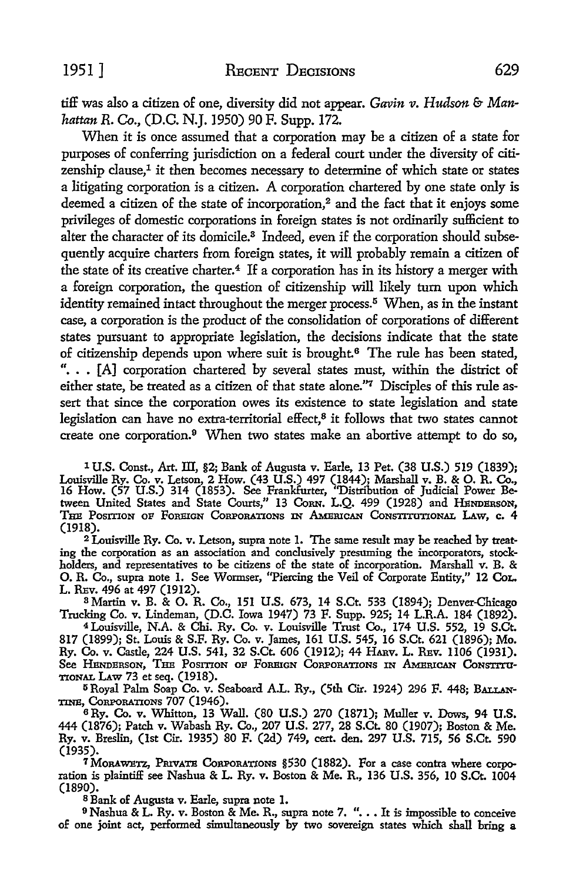tiff was also a citizen of one, diversity did not appear. *Gavin v. Hudson & Manhattan R. Co.*, (D.C. N.J. 1950) 90 F. Supp. 172.

When it is once assumed that a corporation may be a citizen of a state for purposes of conferring jurisdiction on a federal court under the diversity of citizenship clause,[1] it then becomes necessary to determine of which state or states a litigating corporation is a citizen. A corporation chartered by one state only is deemed a citizen of the state of incorporation,[2] and the fact that it enjoys some privileges of domestic corporations in foreign states is not ordinarily sufficient to alter the character of its domicile.[3] Indeed, even if the corporation should subsequently acquire charters from foreign states, it will probably remain a citizen of the state of its creative charter.[4] If a corporation has in its history a merger with a foreign corporation, the question of citizenship will likely turn upon which identity remained intact throughout the merger process.[5] When, as in the instant case, a corporation is the product of the consolidation of corporations of different states pursuant to appropriate legislation, the decisions indicate that the state of citizenship depends upon where suit is brought.[6] The rule has been stated, ". . . [A] corporation chartered by several states must, within the district of either state, be treated as a citizen of that state alone."[7] Disciples of this rule assert that since the corporation owes its existence to state legislation and state legislation can have no extra-territorial effect,[8] it follows that two states cannot create one corporation.[9] When two states make an abortive attempt to do so,

[1] U.S. Const., Art. III, §2; Bank of Augusta v. Earle, 13 Pet. (38 U.S.) 519 (1839); Louisville Ry. Co. v. Letson, 2 How. (43 U.S.) 497 (1844); Marshall v. B. & O. R. Co., 16 How. (57 U.S.) 314 (1853). See Frankfurter, "Distribution of Judicial Power Between United States and State Courts," 13 Corn. L.Q. 499 (1928) and Henderson, The Position of Foreign Corporations in American Constitutional Law, c. 4 (1918).

[2] Louisville Ry. Co. v. Letson, supra note 1. The same result may be reached by treating the corporation as an association and conclusively presuming the incorporators, stockholders, and representatives to be citizens of the state of incorporation. Marshall v. B. & O. R. Co., supra note 1. See Wormser, "Piercing the Veil of Corporate Entity," 12 Col. L. Rev. 496 at 497 (1912).

[3] Martin v. B. & O. R. Co., 151 U.S. 673, 14 S.Ct. 533 (1894); Denver-Chicago Trucking Co. v. Lindeman, (D.C. Iowa 1947) 73 F. Supp. 925; 14 L.R.A. 184 (1892).

[4] Louisville, N.A. & Chi. Ry. Co. v. Louisville Trust Co., 174 U.S. 552, 19 S.Ct. 817 (1899); St. Louis & S.F. Ry. Co. v. James, 161 U.S. 545, 16 S.Ct. 621 (1896); Mo. Ry. Co. v. Castle, 224 U.S. 541, 32 S.Ct. 606 (1912); 44 Harv. L. Rev. 1106 (1931). See Henderson, The Position of Foreign Corporations in American Constitutional Law 73 et seq. (1918).

[5] Royal Palm Soap Co. v. Seaboard A.L. Ry., (5th Cir. 1924) 296 F. 448; Ballantine, Corporations 707 (1946).

[6] Ry. Co. v. Whitton, 13 Wall. (80 U.S.) 270 (1871); Muller v. Dows, 94 U.S. 444 (1876); Patch v. Wabash Ry. Co., 207 U.S. 277, 28 S.Ct. 80 (1907); Boston & Me. Ry. v. Breslin, (1st Cir. 1935) 80 F. (2d) 749, cert. den. 297 U.S. 715, 56 S.Ct. 590 (1935).

[7] Morawetz, Private Corporations §530 (1882). For a case contra where corporation is plaintiff see Nashua & L. Ry. v. Boston & Me. R., 136 U.S. 356, 10 S.Ct. 1004 (1890).

[8] Bank of Augusta v. Earle, supra note 1.

[9] Nashua & L. Ry. v. Boston & Me. R., supra note 7. ". . . It is impossible to conceive of one joint act, performed simultaneously by two sovereign states which shall bring a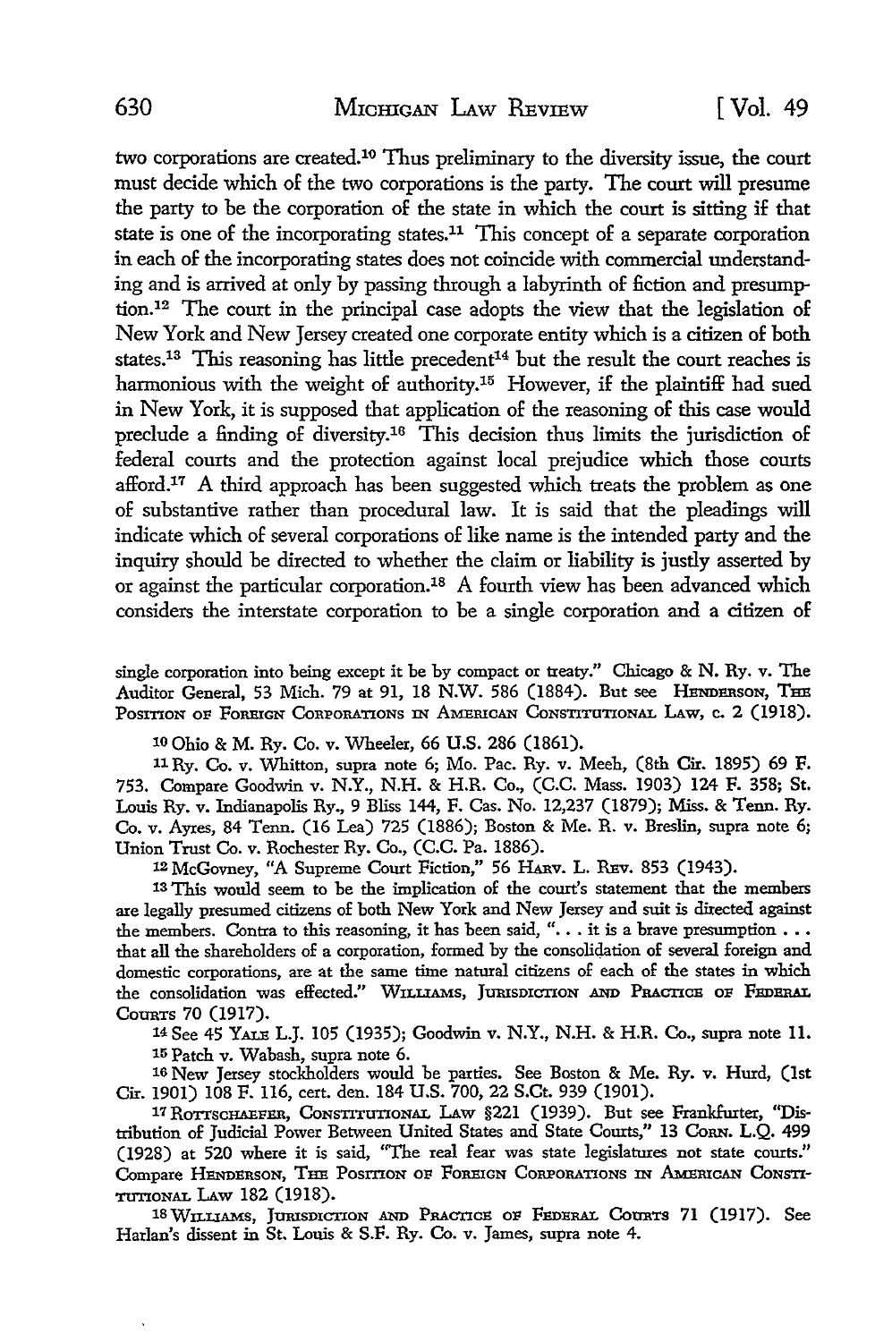two corporations are created.[10] Thus preliminary to the diversity issue, the court must decide which of the two corporations is the party. The court will presume the party to be the corporation of the state in which the court is sitting if that state is one of the incorporating states.[11] This concept of a separate corporation in each of the incorporating states does not coincide with commercial understanding and is arrived at only by passing through a labyrinth of fiction and presumption.[12] The court in the principal case adopts the view that the legislation of New York and New Jersey created one corporate entity which is a citizen of both states.[13] This reasoning has little precedent[14] but the result the court reaches is harmonious with the weight of authority.[15] However, if the plaintiff had sued in New York, it is supposed that application of the reasoning of this case would preclude a finding of diversity.[16] This decision thus limits the jurisdiction of federal courts and the protection against local prejudice which those courts afford.[17] A third approach has been suggested which treats the problem as one of substantive rather than procedural law. It is said that the pleadings will indicate which of several corporations of like name is the intended party and the inquiry should be directed to whether the claim or liability is justly asserted by or against the particular corporation.[18] A fourth view has been advanced which considers the interstate corporation to be a single corporation and a citizen of

single corporation into being except it be by compact or treaty." Chicago & N. Ry. v. The Auditor General, 53 Mich. 79 at 91, 18 N.W. 586 (1884). But see HENDERSON, THE POSITION OF FOREIGN CORPORATIONS IN AMERICAN CONSTITUTIONAL LAW, c. 2 (1918).

[10] Ohio & M. Ry. Co. v. Wheeler, 66 U.S. 286 (1861).

[11] Ry. Co. v. Whitton, supra note 6; Mo. Pac. Ry. v. Meeh, (8th Cir. 1895) 69 F. 753. Compare Goodwin v. N.Y., N.H. & H.R. Co., (C.C. Mass. 1903) 124 F. 358; St. Louis Ry. v. Indianapolis Ry., 9 Bliss 144, F. Cas. No. 12,237 (1879); Miss. & Tenn. Ry. Co. v. Ayres, 84 Tenn. (16 Lea) 725 (1886); Boston & Me. R. v. Breslin, supra note 6; Union Trust Co. v. Rochester Ry. Co., (C.C. Pa. 1886).

[12] McGovney, "A Supreme Court Fiction," 56 HARV. L. REV. 853 (1943).

[13] This would seem to be the implication of the court's statement that the members are legally presumed citizens of both New York and New Jersey and suit is directed against the members. Contra to this reasoning, it has been said, ". . . it is a brave presumption . . . that all the shareholders of a corporation, formed by the consolidation of several foreign and domestic corporations, are at the same time natural citizens of each of the states in which the consolidation was effected." WILLIAMS, JURISDICTION AND PRACTICE OF FEDERAL COURTS 70 (1917).

[14] See 45 YALE L.J. 105 (1935); Goodwin v. N.Y., N.H. & H.R. Co., supra note 11.

[15] Patch v. Wabash, supra note 6.

[16] New Jersey stockholders would be parties. See Boston & Me. Ry. v. Hurd, (1st Cir. 1901) 108 F. 116, cert. den. 184 U.S. 700, 22 S.Ct. 939 (1901).

[17] ROTTSCHAEFER, CONSTITUTIONAL LAW §221 (1939). But see Frankfurter, "Distribution of Judicial Power Between United States and State Courts," 13 CORN. L.Q. 499 (1928) at 520 where it is said, "The real fear was state legislatures not state courts." Compare HENDERSON, THE POSITION OF FOREIGN CORPORATIONS IN AMERICAN CONSTITUTIONAL LAW 182 (1918).

[18] WILLIAMS, JURISDICTION AND PRACTICE OF FEDERAL COURTS 71 (1917). See Harlan's dissent in St. Louis & S.F. Ry. Co. v. James, supra note 4.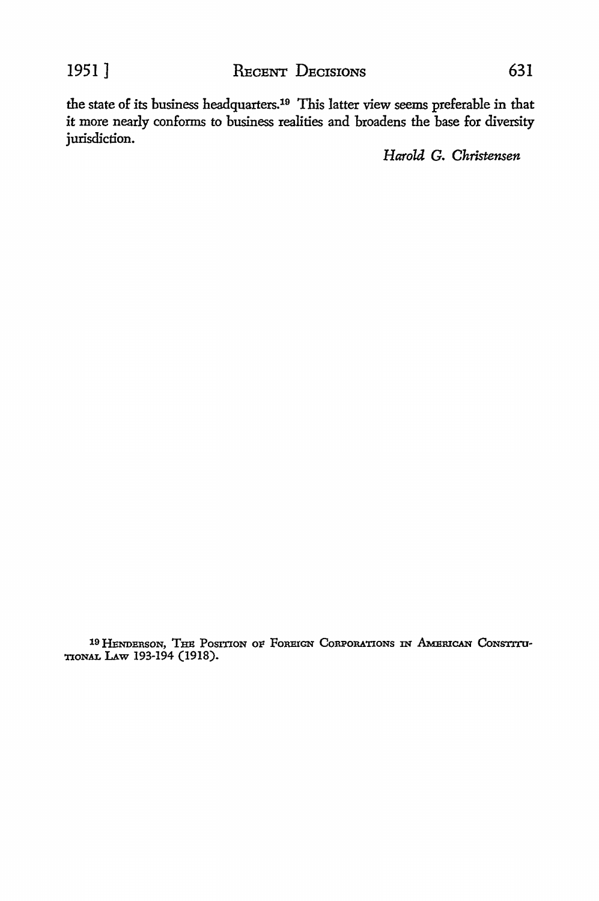the state of its business headquarters.[19] This latter view seems preferable in that it more nearly conforms to business realities and broadens the base for diversity jurisdiction.

*Harold G. Christensen*

[19] HENDERSON, THE POSITION OF FOREIGN CORPORATIONS IN AMERICAN CONSTITUTIONAL LAW 193-194 (1918).